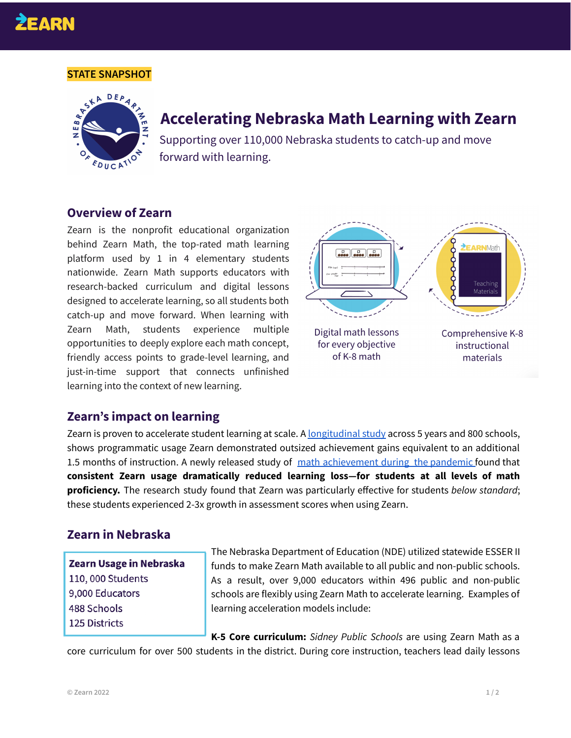STATE SNAPSHOT

# Accelerating Nebraska Math Learning with Zearn

Supporting over 110,000 Nebraska students to catch-up and move forward with learning.

## Overview of Zearn

Zearn is the nonprofit educational organization behind Zearn Math, the top-rated math learning platform used by 1 in 4 elementary students nationwide. Zearn Math supports educators with research-backed curriculum and digital lessons designed to accelerate learning, so all students both catch-up and move forward. When learning with Zearn Math, students experience multiple opportunities to deeply explore each math concept, friendly access points to grade-level learning, and just-in-time support that connects unfinished learning into the context of new learning.

Digital math lessons for every objective of K-8 math

Comprehensive K-8 instructional materials

## Zearn's impact on learning

Zearn is proven to accelerate student learning at scale. A longitudinal study across 5 years and 800 schools, shows programmatic usage Zearn demonstrated outsized achievement gains equivalent to an additional 1.5 months of instruction. A newly released study of math achievement during the pandemic found that **consistent Zearn usage dramatically reduced learning loss—for students at all levels of math proficiency.** The research study found that Zearn was particularly effective for students *below standard*; these students experienced 2-3x growth in assessment scores when using Zearn.

## Zearn in Nebraska

**Zearn Usage in Nebraska**
110, 000 Students
9,000 Educators
488 Schools
125 Districts

The Nebraska Department of Education (NDE) utilized statewide ESSER II funds to make Zearn Math available to all public and non-public schools. As a result, over 9,000 educators within 496 public and non-public schools are flexibly using Zearn Math to accelerate learning. Examples of learning acceleration models include:

**K-5 Core curriculum:** *Sidney Public Schools* are using Zearn Math as a core curriculum for over 500 students in the district. During core instruction, teachers lead daily lessons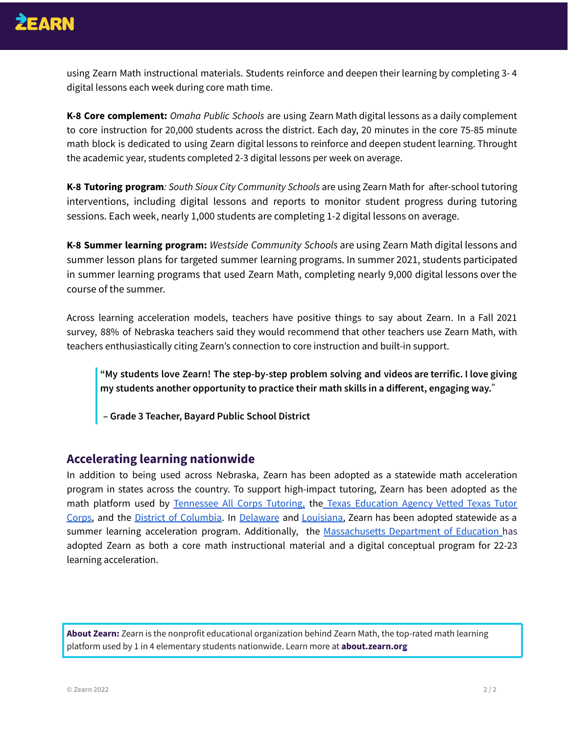using Zearn Math instructional materials. Students reinforce and deepen their learning by completing 3- 4 digital lessons each week during core math time.

**K-8 Core complement:** *Omaha Public Schools* are using Zearn Math digital lessons as a daily complement to core instruction for 20,000 students across the district. Each day, 20 minutes in the core 75-85 minute math block is dedicated to using Zearn digital lessons to reinforce and deepen student learning. Throught the academic year, students completed 2-3 digital lessons per week on average.

**K-8 Tutoring program***: South Sioux City Community Schools* are using Zearn Math for after-school tutoring interventions, including digital lessons and reports to monitor student progress during tutoring sessions. Each week, nearly 1,000 students are completing 1-2 digital lessons on average.

**K-8 Summer learning program:** *Westside Community Schools* are using Zearn Math digital lessons and summer lesson plans for targeted summer learning programs. In summer 2021, students participated in summer learning programs that used Zearn Math, completing nearly 9,000 digital lessons over the course of the summer.

Across learning acceleration models, teachers have positive things to say about Zearn. In a Fall 2021 survey, 88% of Nebraska teachers said they would recommend that other teachers use Zearn Math, with teachers enthusiastically citing Zearn's connection to core instruction and built-in support.

> **"My students love Zearn! The step-by-step problem solving and videos are terrific. I love giving my students another opportunity to practice their math skills in a different, engaging way.**"
>
> **– Grade 3 Teacher, Bayard Public School District**

## Accelerating learning nationwide

In addition to being used across Nebraska, Zearn has been adopted as a statewide math acceleration program in states across the country. To support high-impact tutoring, Zearn has been adopted as the math platform used by Tennessee All Corps Tutoring, the Texas Education Agency Vetted Texas Tutor Corps, and the District of Columbia. In Delaware and Louisiana, Zearn has been adopted statewide as a summer learning acceleration program. Additionally, the Massachusetts Department of Education has adopted Zearn as both a core math instructional material and a digital conceptual program for 22-23 learning acceleration.

**About Zearn:** Zearn is the nonprofit educational organization behind Zearn Math, the top-rated math learning platform used by 1 in 4 elementary students nationwide. Learn more at **about.zearn.org**

© Zearn 2022